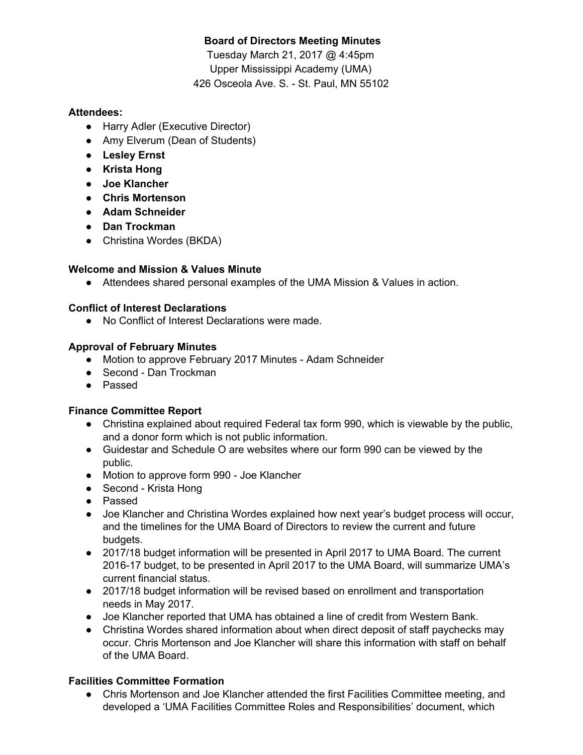**Board of Directors Meeting Minutes**

Tuesday March 21, 2017 @ 4:45pm

Upper Mississippi Academy (UMA)

426 Osceola Ave. S. - St. Paul, MN 55102

**Attendees:**

- Harry Adler (Executive Director)
- Amy Elverum (Dean of Students)
- **Lesley Ernst**
- **Krista Hong**
- **Joe Klancher**
- **Chris Mortenson**
- **Adam Schneider**
- **Dan Trockman**
- Christina Wordes (BKDA)

**Welcome and Mission & Values Minute**

- Attendees shared personal examples of the UMA Mission & Values in action.

**Conflict of Interest Declarations**

- No Conflict of Interest Declarations were made.

**Approval of February Minutes**

- Motion to approve February 2017 Minutes - Adam Schneider
- Second - Dan Trockman
- Passed

**Finance Committee Report**

- Christina explained about required Federal tax form 990, which is viewable by the public, and a donor form which is not public information.
- Guidestar and Schedule O are websites where our form 990 can be viewed by the public.
- Motion to approve form 990 - Joe Klancher
- Second - Krista Hong
- Passed
- Joe Klancher and Christina Wordes explained how next year's budget process will occur, and the timelines for the UMA Board of Directors to review the current and future budgets.
- 2017/18 budget information will be presented in April 2017 to UMA Board. The current 2016-17 budget, to be presented in April 2017 to the UMA Board, will summarize UMA's current financial status.
- 2017/18 budget information will be revised based on enrollment and transportation needs in May 2017.
- Joe Klancher reported that UMA has obtained a line of credit from Western Bank.
- Christina Wordes shared information about when direct deposit of staff paychecks may occur. Chris Mortenson and Joe Klancher will share this information with staff on behalf of the UMA Board.

**Facilities Committee Formation**

- Chris Mortenson and Joe Klancher attended the first Facilities Committee meeting, and developed a 'UMA Facilities Committee Roles and Responsibilities' document, which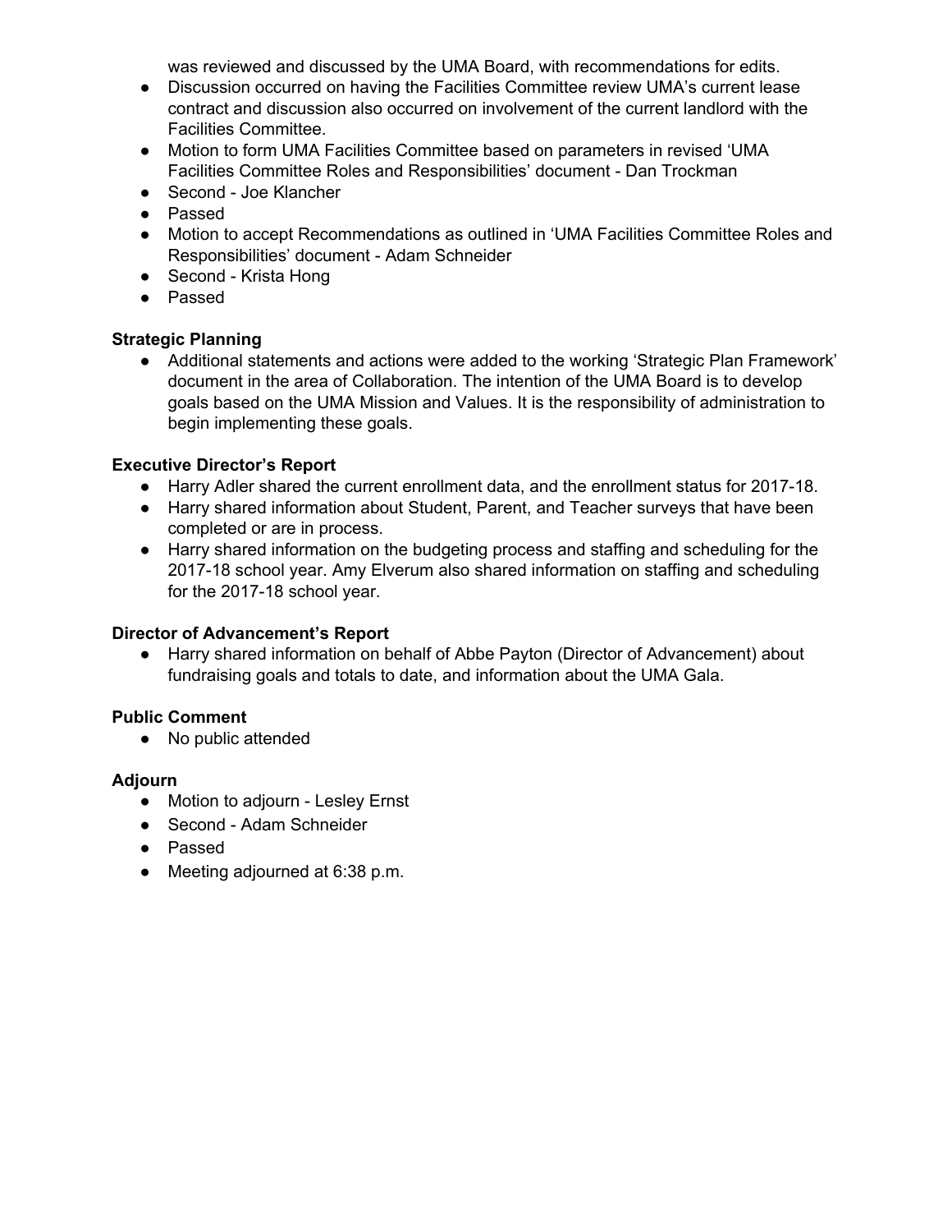was reviewed and discussed by the UMA Board, with recommendations for edits.

- Discussion occurred on having the Facilities Committee review UMA's current lease contract and discussion also occurred on involvement of the current landlord with the Facilities Committee.
- Motion to form UMA Facilities Committee based on parameters in revised 'UMA Facilities Committee Roles and Responsibilities' document - Dan Trockman
- Second - Joe Klancher
- Passed
- Motion to accept Recommendations as outlined in 'UMA Facilities Committee Roles and Responsibilities' document - Adam Schneider
- Second - Krista Hong
- Passed

**Strategic Planning**

- Additional statements and actions were added to the working 'Strategic Plan Framework' document in the area of Collaboration. The intention of the UMA Board is to develop goals based on the UMA Mission and Values. It is the responsibility of administration to begin implementing these goals.

**Executive Director's Report**

- Harry Adler shared the current enrollment data, and the enrollment status for 2017-18.
- Harry shared information about Student, Parent, and Teacher surveys that have been completed or are in process.
- Harry shared information on the budgeting process and staffing and scheduling for the 2017-18 school year. Amy Elverum also shared information on staffing and scheduling for the 2017-18 school year.

**Director of Advancement's Report**

- Harry shared information on behalf of Abbe Payton (Director of Advancement) about fundraising goals and totals to date, and information about the UMA Gala.

**Public Comment**

- No public attended

**Adjourn**

- Motion to adjourn - Lesley Ernst
- Second - Adam Schneider
- Passed
- Meeting adjourned at 6:38 p.m.